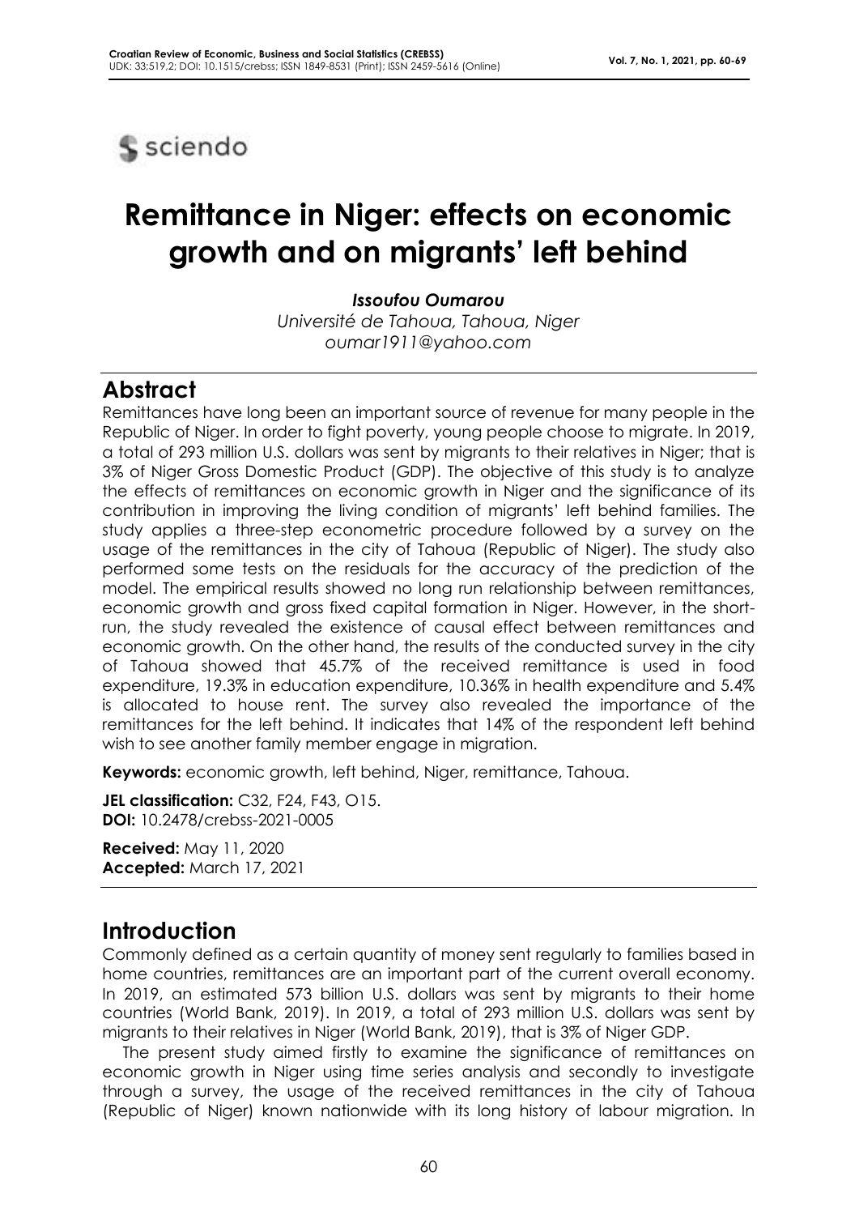# Remittance in Niger: effects on economic growth and on migrants' left behind

***Issoufou Oumarou***

*Université de Tahoua, Tahoua, Niger*

*oumar1911@yahoo.com*

## Abstract

Remittances have long been an important source of revenue for many people in the Republic of Niger. In order to fight poverty, young people choose to migrate. In 2019, a total of 293 million U.S. dollars was sent by migrants to their relatives in Niger; that is 3% of Niger Gross Domestic Product (GDP). The objective of this study is to analyze the effects of remittances on economic growth in Niger and the significance of its contribution in improving the living condition of migrants' left behind families. The study applies a three-step econometric procedure followed by a survey on the usage of the remittances in the city of Tahoua (Republic of Niger). The study also performed some tests on the residuals for the accuracy of the prediction of the model. The empirical results showed no long run relationship between remittances, economic growth and gross fixed capital formation in Niger. However, in the short-run, the study revealed the existence of causal effect between remittances and economic growth. On the other hand, the results of the conducted survey in the city of Tahoua showed that 45.7% of the received remittance is used in food expenditure, 19.3% in education expenditure, 10.36% in health expenditure and 5.4% is allocated to house rent. The survey also revealed the importance of the remittances for the left behind. It indicates that 14% of the respondent left behind wish to see another family member engage in migration.

**Keywords:** economic growth, left behind, Niger, remittance, Tahoua.

**JEL classification:** C32, F24, F43, O15.

**DOI:** 10.2478/crebss-2021-0005

**Received:** May 11, 2020

**Accepted:** March 17, 2021

## Introduction

Commonly defined as a certain quantity of money sent regularly to families based in home countries, remittances are an important part of the current overall economy. In 2019, an estimated 573 billion U.S. dollars was sent by migrants to their home countries (World Bank, 2019). In 2019, a total of 293 million U.S. dollars was sent by migrants to their relatives in Niger (World Bank, 2019), that is 3% of Niger GDP.

The present study aimed firstly to examine the significance of remittances on economic growth in Niger using time series analysis and secondly to investigate through a survey, the usage of the received remittances in the city of Tahoua (Republic of Niger) known nationwide with its long history of labour migration. In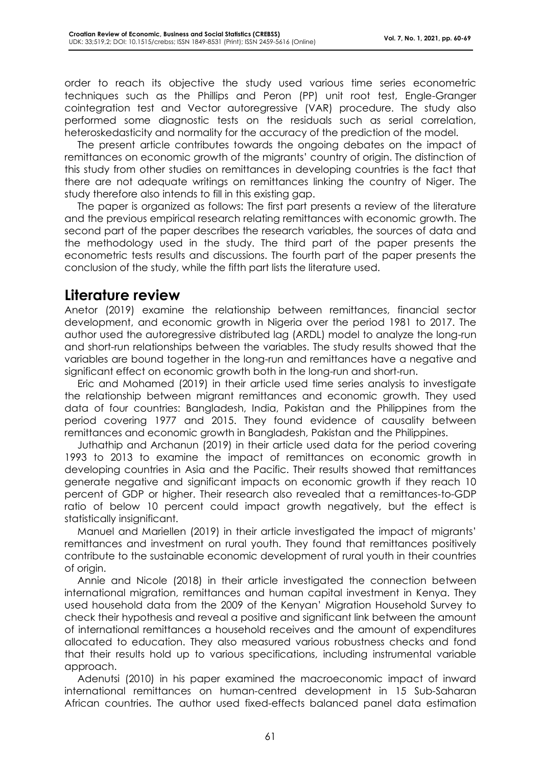order to reach its objective the study used various time series econometric techniques such as the Phillips and Peron (PP) unit root test, Engle-Granger cointegration test and Vector autoregressive (VAR) procedure. The study also performed some diagnostic tests on the residuals such as serial correlation, heteroskedasticity and normality for the accuracy of the prediction of the model.

The present article contributes towards the ongoing debates on the impact of remittances on economic growth of the migrants' country of origin. The distinction of this study from other studies on remittances in developing countries is the fact that there are not adequate writings on remittances linking the country of Niger. The study therefore also intends to fill in this existing gap.

The paper is organized as follows: The first part presents a review of the literature and the previous empirical research relating remittances with economic growth. The second part of the paper describes the research variables, the sources of data and the methodology used in the study. The third part of the paper presents the econometric tests results and discussions. The fourth part of the paper presents the conclusion of the study, while the fifth part lists the literature used.

# Literature review

Anetor (2019) examine the relationship between remittances, financial sector development, and economic growth in Nigeria over the period 1981 to 2017. The author used the autoregressive distributed lag (ARDL) model to analyze the long-run and short-run relationships between the variables. The study results showed that the variables are bound together in the long-run and remittances have a negative and significant effect on economic growth both in the long-run and short-run.

Eric and Mohamed (2019) in their article used time series analysis to investigate the relationship between migrant remittances and economic growth. They used data of four countries: Bangladesh, India, Pakistan and the Philippines from the period covering 1977 and 2015. They found evidence of causality between remittances and economic growth in Bangladesh, Pakistan and the Philippines.

Juthathip and Archanun (2019) in their article used data for the period covering 1993 to 2013 to examine the impact of remittances on economic growth in developing countries in Asia and the Pacific. Their results showed that remittances generate negative and significant impacts on economic growth if they reach 10 percent of GDP or higher. Their research also revealed that a remittances-to-GDP ratio of below 10 percent could impact growth negatively, but the effect is statistically insignificant.

Manuel and Mariellen (2019) in their article investigated the impact of migrants' remittances and investment on rural youth. They found that remittances positively contribute to the sustainable economic development of rural youth in their countries of origin.

Annie and Nicole (2018) in their article investigated the connection between international migration, remittances and human capital investment in Kenya. They used household data from the 2009 of the Kenyan' Migration Household Survey to check their hypothesis and reveal a positive and significant link between the amount of international remittances a household receives and the amount of expenditures allocated to education. They also measured various robustness checks and fond that their results hold up to various specifications, including instrumental variable approach.

Adenutsi (2010) in his paper examined the macroeconomic impact of inward international remittances on human-centred development in 15 Sub-Saharan African countries. The author used fixed-effects balanced panel data estimation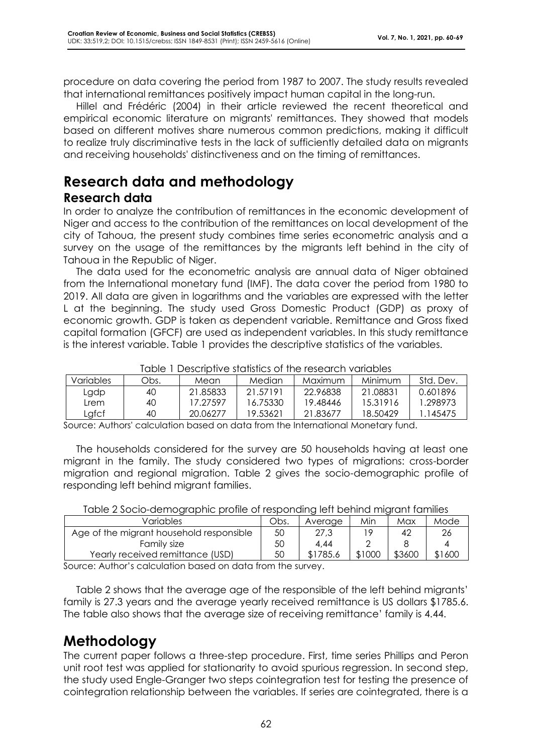procedure on data covering the period from 1987 to 2007. The study results revealed that international remittances positively impact human capital in the long-run.

Hillel and Frédéric (2004) in their article reviewed the recent theoretical and empirical economic literature on migrants' remittances. They showed that models based on different motives share numerous common predictions, making it difficult to realize truly discriminative tests in the lack of sufficiently detailed data on migrants and receiving households' distinctiveness and on the timing of remittances.

# Research data and methodology

## Research data

In order to analyze the contribution of remittances in the economic development of Niger and access to the contribution of the remittances on local development of the city of Tahoua, the present study combines time series econometric analysis and a survey on the usage of the remittances by the migrants left behind in the city of Tahoua in the Republic of Niger.

The data used for the econometric analysis are annual data of Niger obtained from the International monetary fund (IMF). The data cover the period from 1980 to 2019. All data are given in logarithms and the variables are expressed with the letter L at the beginning. The study used Gross Domestic Product (GDP) as proxy of economic growth. GDP is taken as dependent variable. Remittance and Gross fixed capital formation (GFCF) are used as independent variables. In this study remittance is the interest variable. Table 1 provides the descriptive statistics of the variables.

Table 1 Descriptive statistics of the research variables

| Variables | Obs. | Mean | Median | Maximum | Minimum | Std. Dev. |
|---|---|---|---|---|---|---|
| Lgdp | 40 | 21.85833 | 21.57191 | 22.96838 | 21.08831 | 0.601896 |
| Lrem | 40 | 17.27597 | 16.75330 | 19.48446 | 15.31916 | 1.298973 |
| Lgfcf | 40 | 20.06277 | 19.53621 | 21.83677 | 18.50429 | 1.145475 |

Source: Authors' calculation based on data from the International Monetary fund.

The households considered for the survey are 50 households having at least one migrant in the family. The study considered two types of migrations: cross-border migration and regional migration. Table 2 gives the socio-demographic profile of responding left behind migrant families.

Table 2 Socio-demographic profile of responding left behind migrant families

| Variables | Obs. | Average | Min | Max | Mode |
|---|---|---|---|---|---|
| Age of the migrant household responsible | 50 | 27,3 | 19 | 42 | 26 |
| Family size | 50 | 4,44 | 2 | 8 | 4 |
| Yearly received remittance (USD) | 50 | $1785.6 | $1000 | $3600 | $1600 |

Source: Author's calculation based on data from the survey.

Table 2 shows that the average age of the responsible of the left behind migrants' family is 27.3 years and the average yearly received remittance is US dollars $1785.6. The table also shows that the average size of receiving remittance' family is 4.44.

# Methodology

The current paper follows a three-step procedure. First, time series Phillips and Peron unit root test was applied for stationarity to avoid spurious regression. In second step, the study used Engle-Granger two steps cointegration test for testing the presence of cointegration relationship between the variables. If series are cointegrated, there is a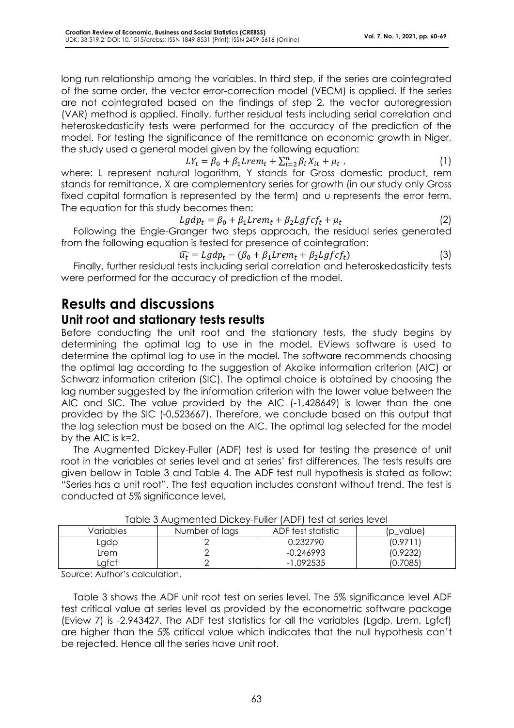long run relationship among the variables. In third step, if the series are cointegrated of the same order, the vector error-correction model (VECM) is applied. If the series are not cointegrated based on the findings of step 2, the vector autoregression (VAR) method is applied. Finally, further residual tests including serial correlation and heteroskedasticity tests were performed for the accuracy of the prediction of the model. For testing the significance of the remittance on economic growth in Niger, the study used a general model given by the following equation:

$$LY_t = \beta_0 + \beta_1 Lrem_t + \sum_{i=2}^{n} \beta_i X_{it} + \mu_t \, , \tag{1}$$

where: L represent natural logarithm, Y stands for Gross domestic product, rem stands for remittance, X are complementary series for growth (in our study only Gross fixed capital formation is represented by the term) and u represents the error term. The equation for this study becomes then:

$$Lgdp_t = \beta_0 + \beta_1 Lrem_t + \beta_2 Lgfcf_t + \mu_t \tag{2}$$

Following the Engle-Granger two steps approach, the residual series generated from the following equation is tested for presence of cointegration:

$$\widehat{u_t} = Lgdp_t - (\beta_0 + \beta_1 Lrem_t + \beta_2 Lgfcf_t) \tag{3}$$

Finally, further residual tests including serial correlation and heteroskedasticity tests were performed for the accuracy of prediction of the model.

# Results and discussions

## Unit root and stationary tests results

Before conducting the unit root and the stationary tests, the study begins by determining the optimal lag to use in the model. EViews software is used to determine the optimal lag to use in the model. The software recommends choosing the optimal lag according to the suggestion of Akaike information criterion (AIC) or Schwarz information criterion (SIC). The optimal choice is obtained by choosing the lag number suggested by the information criterion with the lower value between the AIC and SIC. The value provided by the AIC (-1,428649) is lower than the one provided by the SIC (-0,523667). Therefore, we conclude based on this output that the lag selection must be based on the AIC. The optimal lag selected for the model by the AIC is k=2.

The Augmented Dickey-Fuller (ADF) test is used for testing the presence of unit root in the variables at series level and at series' first differences. The tests results are given bellow in Table 3 and Table 4. The ADF test null hypothesis is stated as follow: "Series has a unit root". The test equation includes constant without trend. The test is conducted at 5% significance level.

Table 3 Augmented Dickey-Fuller (ADF) test at series level

| Variables | Number of lags | ADF test statistic | (p_value) |
|---|---|---|---|
| Lgdp | 2 | 0.232790 | (0.9711) |
| Lrem | 2 | -0.246993 | (0.9232) |
| Lgfcf | 2 | -1.092535 | (0.7085) |

Source: Author's calculation.

Table 3 shows the ADF unit root test on series level. The 5% significance level ADF test critical value at series level as provided by the econometric software package (Eview 7) is -2.943427. The ADF test statistics for all the variables (Lgdp, Lrem, Lgfcf) are higher than the 5% critical value which indicates that the null hypothesis can't be rejected. Hence all the series have unit root.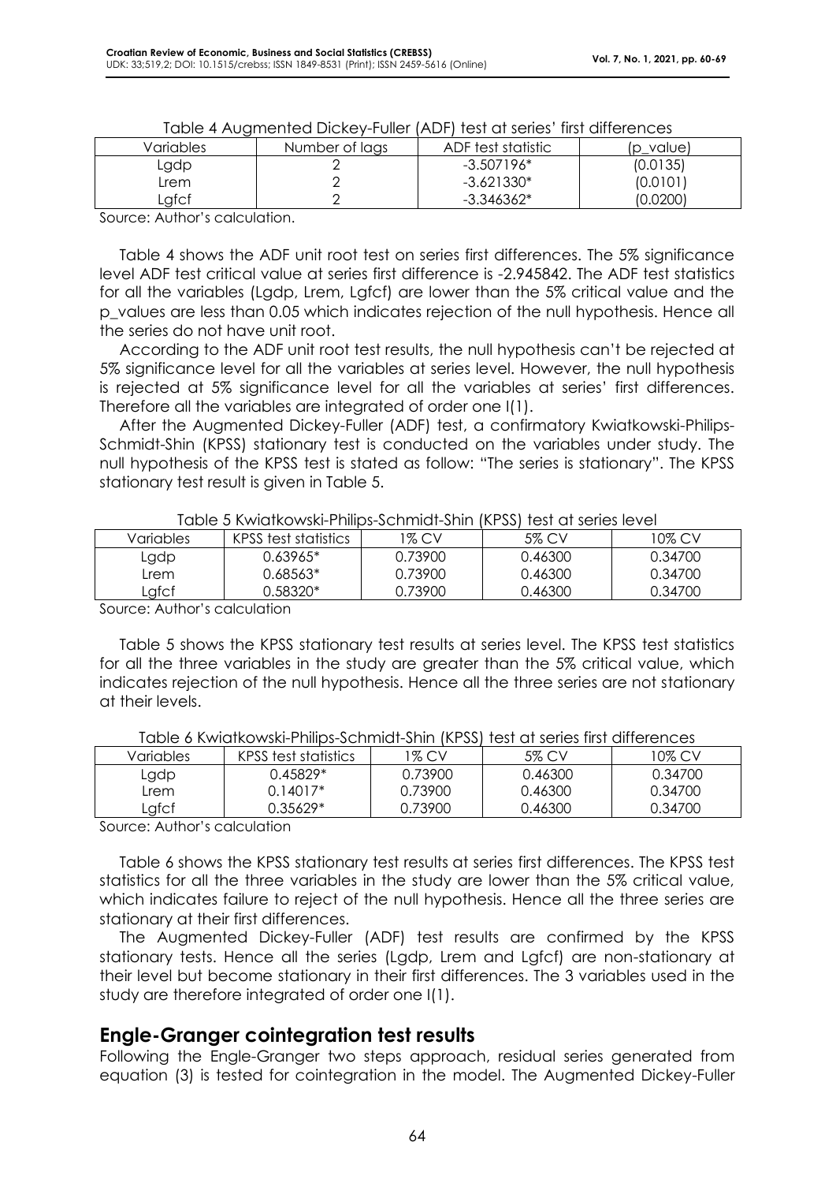Table 4 Augmented Dickey-Fuller (ADF) test at series' first differences

| Variables | Number of lags | ADF test statistic | (p_value) |
|---|---|---|---|
| Lgdp | 2 | -3.507196* | (0.0135) |
| Lrem | 2 | -3.621330* | (0.0101) |
| Lgfcf | 2 | -3.346362* | (0.0200) |

Source: Author's calculation.

Table 4 shows the ADF unit root test on series first differences. The 5% significance level ADF test critical value at series first difference is -2.945842. The ADF test statistics for all the variables (Lgdp, Lrem, Lgfcf) are lower than the 5% critical value and the p_values are less than 0.05 which indicates rejection of the null hypothesis. Hence all the series do not have unit root.

According to the ADF unit root test results, the null hypothesis can't be rejected at 5% significance level for all the variables at series level. However, the null hypothesis is rejected at 5% significance level for all the variables at series' first differences. Therefore all the variables are integrated of order one I(1).

After the Augmented Dickey-Fuller (ADF) test, a confirmatory Kwiatkowski-Philips-Schmidt-Shin (KPSS) stationary test is conducted on the variables under study. The null hypothesis of the KPSS test is stated as follow: "The series is stationary". The KPSS stationary test result is given in Table 5.

Table 5 Kwiatkowski-Philips-Schmidt-Shin (KPSS) test at series level

| Variables | KPSS test statistics | 1% CV | 5% CV | 10% CV |
|---|---|---|---|---|
| Lgdp | 0.63965* | 0.73900 | 0.46300 | 0.34700 |
| Lrem | 0.68563* | 0.73900 | 0.46300 | 0.34700 |
| Lgfcf | 0.58320* | 0.73900 | 0.46300 | 0.34700 |

Source: Author's calculation

Table 5 shows the KPSS stationary test results at series level. The KPSS test statistics for all the three variables in the study are greater than the 5% critical value, which indicates rejection of the null hypothesis. Hence all the three series are not stationary at their levels.

Table 6 Kwiatkowski-Philips-Schmidt-Shin (KPSS) test at series first differences

| Variables | KPSS test statistics | 1% CV | 5% CV | 10% CV |
|---|---|---|---|---|
| Lgdp | 0.45829* | 0.73900 | 0.46300 | 0.34700 |
| Lrem | 0.14017* | 0.73900 | 0.46300 | 0.34700 |
| Lgfcf | 0.35629* | 0.73900 | 0.46300 | 0.34700 |

Source: Author's calculation

Table 6 shows the KPSS stationary test results at series first differences. The KPSS test statistics for all the three variables in the study are lower than the 5% critical value, which indicates failure to reject of the null hypothesis. Hence all the three series are stationary at their first differences.

The Augmented Dickey-Fuller (ADF) test results are confirmed by the KPSS stationary tests. Hence all the series (Lgdp, Lrem and Lgfcf) are non-stationary at their level but become stationary in their first differences. The 3 variables used in the study are therefore integrated of order one I(1).

## Engle-Granger cointegration test results

Following the Engle-Granger two steps approach, residual series generated from equation (3) is tested for cointegration in the model. The Augmented Dickey-Fuller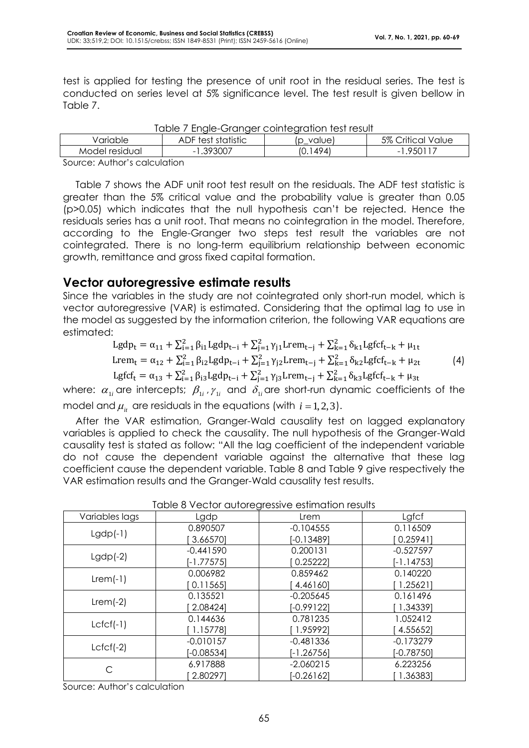test is applied for testing the presence of unit root in the residual series. The test is conducted on series level at 5% significance level. The test result is given bellow in Table 7.

Table 7 Engle-Granger cointegration test result

| Variable | ADF test statistic | (p_value) | 5% Critical Value |
|---|---|---|---|
| Model residual | -1.393007 | (0.1494) | -1.950117 |

Source: Author's calculation

Table 7 shows the ADF unit root test result on the residuals. The ADF test statistic is greater than the 5% critical value and the probability value is greater than 0.05 ($p>0.05$) which indicates that the null hypothesis can't be rejected. Hence the residuals series has a unit root. That means no cointegration in the model. Therefore, according to the Engle-Granger two steps test result the variables are not cointegrated. There is no long-term equilibrium relationship between economic growth, remittance and gross fixed capital formation.

## Vector autoregressive estimate results

Since the variables in the study are not cointegrated only short-run model, which is vector autoregressive (VAR) is estimated. Considering that the optimal lag to use in the model as suggested by the information criterion, the following VAR equations are estimated:

$$
\begin{aligned}
\mathrm{Lgdp}_t &= \alpha_{11} + \sum_{i=1}^{2} \beta_{i1} \mathrm{Lgdp}_{t-i} + \sum_{j=1}^{2} \gamma_{j1} \mathrm{Lrem}_{t-j} + \sum_{k=1}^{2} \delta_{k1} \mathrm{Lgfcf}_{t-k} + \mu_{1t} \\
\mathrm{Lrem}_t &= \alpha_{12} + \sum_{i=1}^{2} \beta_{i2} \mathrm{Lgdp}_{t-i} + \sum_{j=1}^{2} \gamma_{j2} \mathrm{Lrem}_{t-j} + \sum_{k=1}^{2} \delta_{k2} \mathrm{Lgfcf}_{t-k} + \mu_{2t} \\
\mathrm{Lgfcf}_t &= \alpha_{13} + \sum_{i=1}^{2} \beta_{i3} \mathrm{Lgdp}_{t-i} + \sum_{j=1}^{2} \gamma_{j3} \mathrm{Lrem}_{t-j} + \sum_{k=1}^{2} \delta_{k3} \mathrm{Lgfcf}_{t-k} + \mu_{3t}
\end{aligned}
\tag{4}
$$

where: $\alpha_{1i}$ are intercepts; $\beta_{1i}$, $\gamma_{1i}$ and $\delta_{1i}$ are short-run dynamic coefficients of the model and $\mu_{it}$ are residuals in the equations (with $i = 1, 2, 3$).

After the VAR estimation, Granger-Wald causality test on lagged explanatory variables is applied to check the causality. The null hypothesis of the Granger-Wald causality test is stated as follow: "All the lag coefficient of the independent variable do not cause the dependent variable against the alternative that these lag coefficient cause the dependent variable. Table 8 and Table 9 give respectively the VAR estimation results and the Granger-Wald causality test results.

Table 8 Vector autoregressive estimation results

| Variables lags | Lgdp | Lrem | Lgfcf |
|---|---|---|---|
| Lgdp(-1) | 0.890507<br>[ 3.66570] | -0.104555<br>[-0.13489] | 0.116509<br>[ 0.25941] |
| Lgdp(-2) | -0.441590<br>[-1.77575] | 0.200131<br>[ 0.25222] | -0.527597<br>[-1.14753] |
| Lrem(-1) | 0.006982<br>[ 0.11565] | 0.859462<br>[ 4.46160] | 0.140220<br>[ 1.25621] |
| Lrem(-2) | 0.135521<br>[ 2.08424] | -0.205645<br>[-0.99122] | 0.161496<br>[ 1.34339] |
| Lcfcf(-1) | 0.144636<br>[ 1.15778] | 0.781235<br>[ 1.95992] | 1.052412<br>[ 4.55652] |
| Lcfcf(-2) | -0.010157<br>[-0.08534] | -0.481336<br>[-1.26756] | -0.173279<br>[-0.78750] |
| C | 6.917888<br>[ 2.80297] | -2.060215<br>[-0.26162] | 6.223256<br>[ 1.36383] |

Source: Author's calculation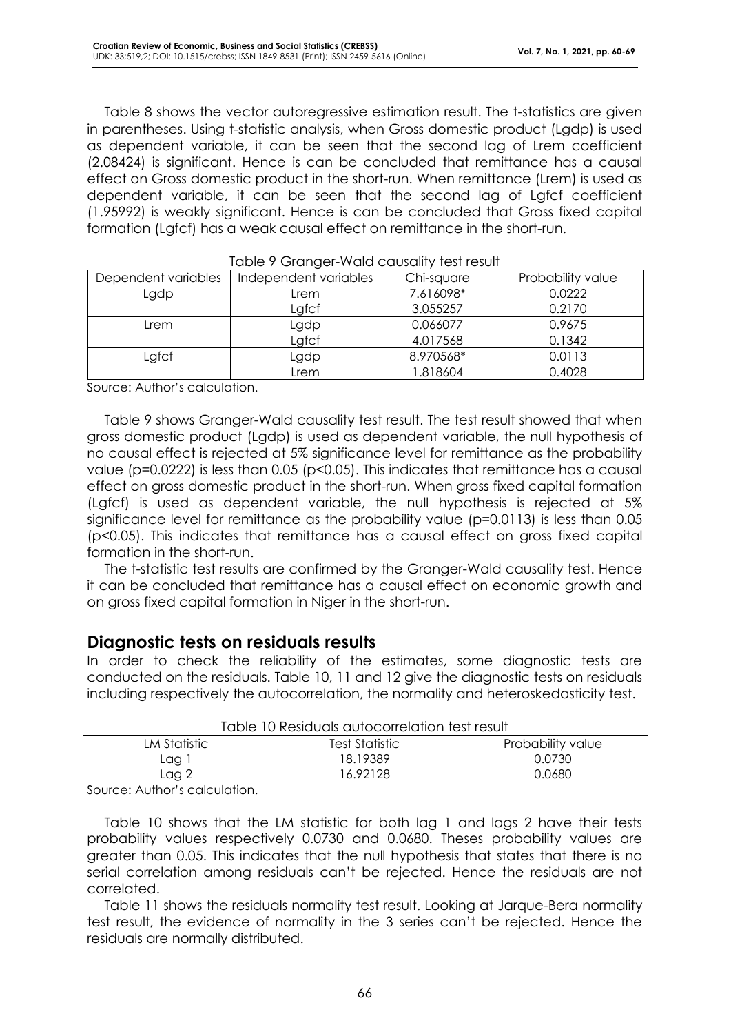Table 8 shows the vector autoregressive estimation result. The t-statistics are given in parentheses. Using t-statistic analysis, when Gross domestic product (Lgdp) is used as dependent variable, it can be seen that the second lag of Lrem coefficient (2.08424) is significant. Hence is can be concluded that remittance has a causal effect on Gross domestic product in the short-run. When remittance (Lrem) is used as dependent variable, it can be seen that the second lag of Lgfcf coefficient (1.95992) is weakly significant. Hence is can be concluded that Gross fixed capital formation (Lgfcf) has a weak causal effect on remittance in the short-run.

Table 9 Granger-Wald causality test result

| Dependent variables | Independent variables | Chi-square | Probability value |
|---|---|---|---|
| Lgdp | Lrem | 7.616098* | 0.0222 |
| | Lgfcf | 3.055257 | 0.2170 |
| Lrem | Lgdp | 0.066077 | 0.9675 |
| | Lgfcf | 4.017568 | 0.1342 |
| Lgfcf | Lgdp | 8.970568* | 0.0113 |
| | Lrem | 1.818604 | 0.4028 |

Source: Author's calculation.

Table 9 shows Granger-Wald causality test result. The test result showed that when gross domestic product (Lgdp) is used as dependent variable, the null hypothesis of no causal effect is rejected at 5% significance level for remittance as the probability value ($p=0.0222$) is less than 0.05 ($p<0.05$). This indicates that remittance has a causal effect on gross domestic product in the short-run. When gross fixed capital formation (Lgfcf) is used as dependent variable, the null hypothesis is rejected at 5% significance level for remittance as the probability value ($p=0.0113$) is less than 0.05 ($p<0.05$). This indicates that remittance has a causal effect on gross fixed capital formation in the short-run.

The t-statistic test results are confirmed by the Granger-Wald causality test. Hence it can be concluded that remittance has a causal effect on economic growth and on gross fixed capital formation in Niger in the short-run.

## Diagnostic tests on residuals results

In order to check the reliability of the estimates, some diagnostic tests are conducted on the residuals. Table 10, 11 and 12 give the diagnostic tests on residuals including respectively the autocorrelation, the normality and heteroskedasticity test.

Table 10 Residuals autocorrelation test result

| LM Statistic | Test Statistic | Probability value |
|---|---|---|
| Lag 1 | 18.19389 | 0.0730 |
| Lag 2 | 16.92128 | 0.0680 |

Source: Author's calculation.

Table 10 shows that the LM statistic for both lag 1 and lags 2 have their tests probability values respectively 0.0730 and 0.0680. Theses probability values are greater than 0.05. This indicates that the null hypothesis that states that there is no serial correlation among residuals can't be rejected. Hence the residuals are not correlated.

Table 11 shows the residuals normality test result. Looking at Jarque-Bera normality test result, the evidence of normality in the 3 series can't be rejected. Hence the residuals are normally distributed.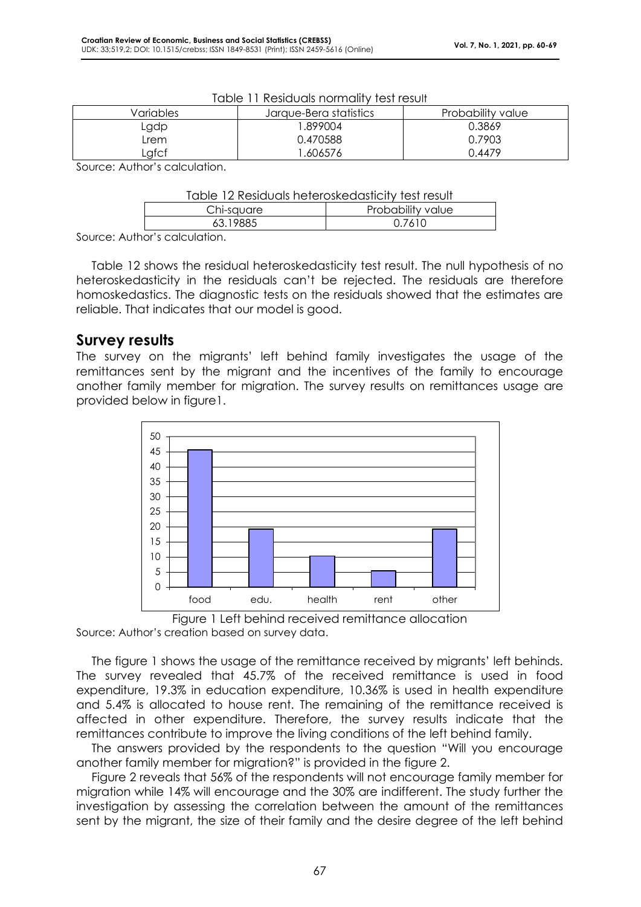Table 11 Residuals normality test result

| Variables | Jarque-Bera statistics | Probability value |
|---|---|---|
| Lgdp | 1.899004 | 0.3869 |
| Lrem | 0.470588 | 0.7903 |
| Lgfcf | 1.606576 | 0.4479 |

Source: Author's calculation.

Table 12 Residuals heteroskedasticity test result

| Chi-square | Probability value |
|---|---|
| 63.19885 | 0.7610 |

Source: Author's calculation.

Table 12 shows the residual heteroskedasticity test result. The null hypothesis of no heteroskedasticity in the residuals can't be rejected. The residuals are therefore homoskedastics. The diagnostic tests on the residuals showed that the estimates are reliable. That indicates that our model is good.

## Survey results

The survey on the migrants' left behind family investigates the usage of the remittances sent by the migrant and the incentives of the family to encourage another family member for migration. The survey results on remittances usage are provided below in figure1.

| | food | edu. | health | rent | other |
|---|---|---|---|---|---|
| % | 45.7 | 19.3 | 10.36 | 5.4 | 19.2 |

Figure 1 Left behind received remittance allocation

Source: Author's creation based on survey data.

The figure 1 shows the usage of the remittance received by migrants' left behinds. The survey revealed that 45.7% of the received remittance is used in food expenditure, 19.3% in education expenditure, 10.36% is used in health expenditure and 5.4% is allocated to house rent. The remaining of the remittance received is affected in other expenditure. Therefore, the survey results indicate that the remittances contribute to improve the living conditions of the left behind family.

The answers provided by the respondents to the question "Will you encourage another family member for migration?" is provided in the figure 2.

Figure 2 reveals that 56% of the respondents will not encourage family member for migration while 14% will encourage and the 30% are indifferent. The study further the investigation by assessing the correlation between the amount of the remittances sent by the migrant, the size of their family and the desire degree of the left behind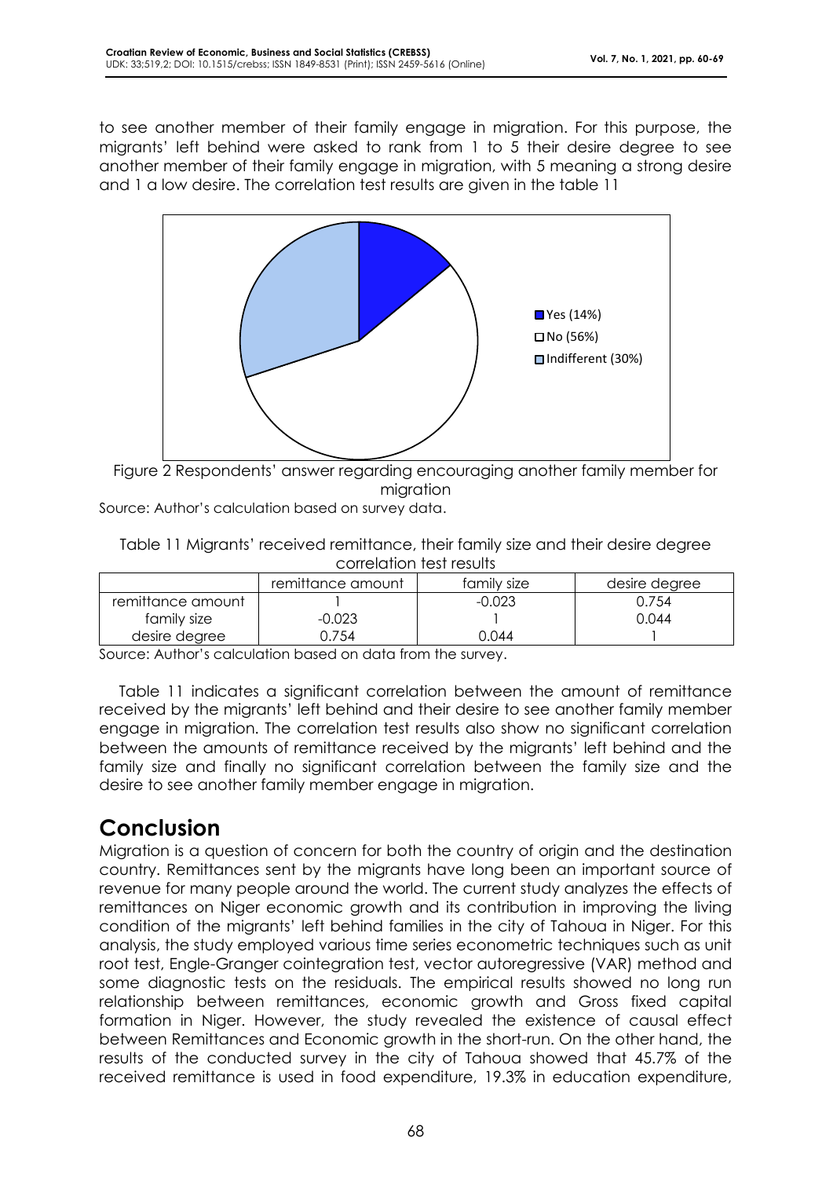to see another member of their family engage in migration. For this purpose, the migrants' left behind were asked to rank from 1 to 5 their desire degree to see another member of their family engage in migration, with 5 meaning a strong desire and 1 a low desire. The correlation test results are given in the table 11

Figure 2 Respondents' answer regarding encouraging another family member for migration

Source: Author's calculation based on survey data.

Table 11 Migrants' received remittance, their family size and their desire degree correlation test results

| | remittance amount | family size | desire degree |
|---|---|---|---|
| remittance amount | 1 | -0.023 | 0.754 |
| family size | -0.023 | 1 | 0.044 |
| desire degree | 0.754 | 0.044 | 1 |

Source: Author's calculation based on data from the survey.

Table 11 indicates a significant correlation between the amount of remittance received by the migrants' left behind and their desire to see another family member engage in migration. The correlation test results also show no significant correlation between the amounts of remittance received by the migrants' left behind and the family size and finally no significant correlation between the family size and the desire to see another family member engage in migration.

# Conclusion

Migration is a question of concern for both the country of origin and the destination country. Remittances sent by the migrants have long been an important source of revenue for many people around the world. The current study analyzes the effects of remittances on Niger economic growth and its contribution in improving the living condition of the migrants' left behind families in the city of Tahoua in Niger. For this analysis, the study employed various time series econometric techniques such as unit root test, Engle-Granger cointegration test, vector autoregressive (VAR) method and some diagnostic tests on the residuals. The empirical results showed no long run relationship between remittances, economic growth and Gross fixed capital formation in Niger. However, the study revealed the existence of causal effect between Remittances and Economic growth in the short-run. On the other hand, the results of the conducted survey in the city of Tahoua showed that 45.7% of the received remittance is used in food expenditure, 19.3% in education expenditure,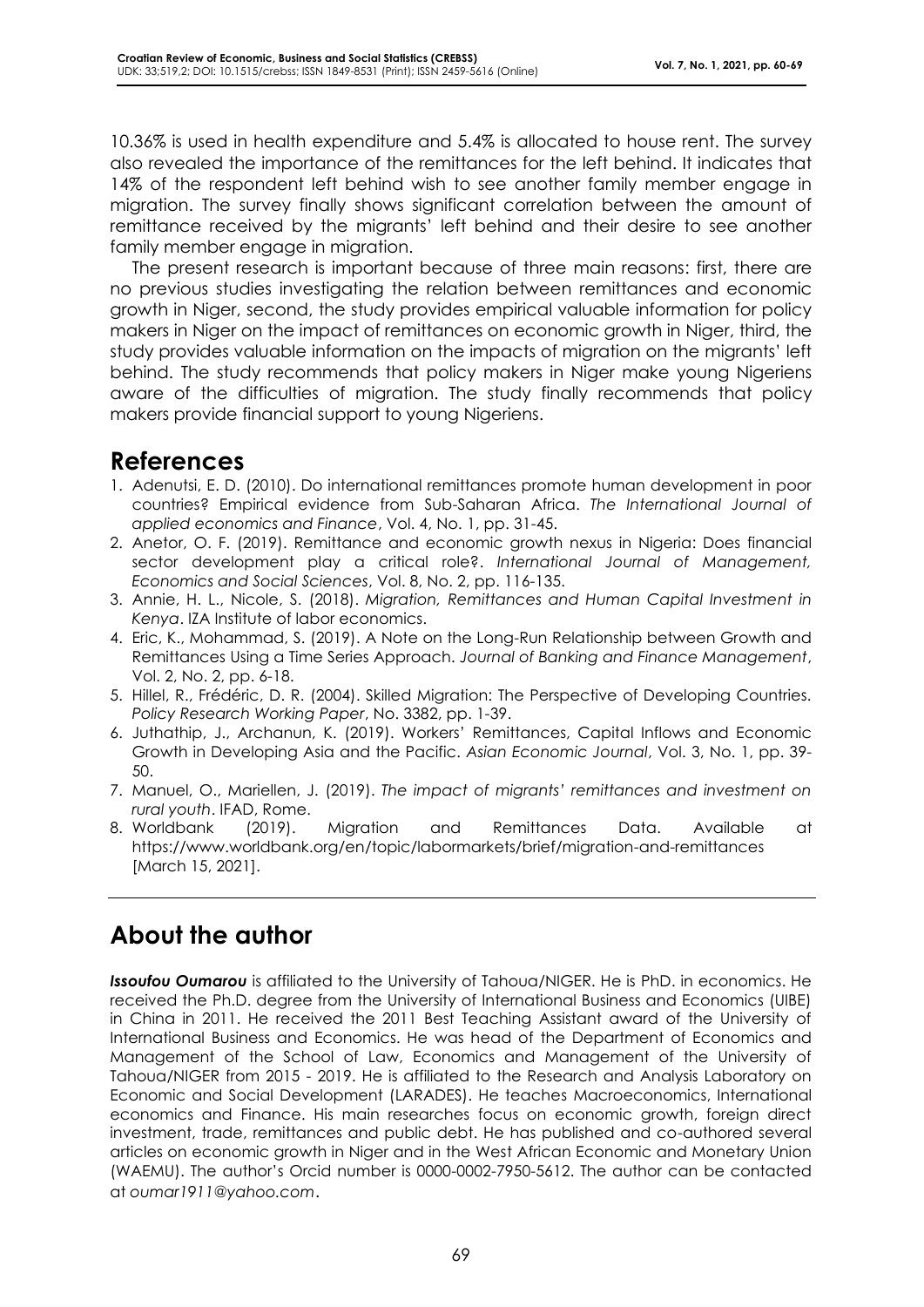10.36% is used in health expenditure and 5.4% is allocated to house rent. The survey also revealed the importance of the remittances for the left behind. It indicates that 14% of the respondent left behind wish to see another family member engage in migration. The survey finally shows significant correlation between the amount of remittance received by the migrants' left behind and their desire to see another family member engage in migration.

The present research is important because of three main reasons: first, there are no previous studies investigating the relation between remittances and economic growth in Niger, second, the study provides empirical valuable information for policy makers in Niger on the impact of remittances on economic growth in Niger, third, the study provides valuable information on the impacts of migration on the migrants' left behind. The study recommends that policy makers in Niger make young Nigeriens aware of the difficulties of migration. The study finally recommends that policy makers provide financial support to young Nigeriens.

## References

1. Adenutsi, E. D. (2010). Do international remittances promote human development in poor countries? Empirical evidence from Sub-Saharan Africa. *The International Journal of applied economics and Finance*, Vol. 4, No. 1, pp. 31-45.
2. Anetor, O. F. (2019). Remittance and economic growth nexus in Nigeria: Does financial sector development play a critical role?. *International Journal of Management, Economics and Social Sciences*, Vol. 8, No. 2, pp. 116-135.
3. Annie, H. L., Nicole, S. (2018). *Migration, Remittances and Human Capital Investment in Kenya*. IZA Institute of labor economics.
4. Eric, K., Mohammad, S. (2019). A Note on the Long-Run Relationship between Growth and Remittances Using a Time Series Approach. *Journal of Banking and Finance Management*, Vol. 2, No. 2, pp. 6-18.
5. Hillel, R., Frédéric, D. R. (2004). Skilled Migration: The Perspective of Developing Countries. *Policy Research Working Paper*, No. 3382, pp. 1-39.
6. Juthathip, J., Archanun, K. (2019). Workers' Remittances, Capital Inflows and Economic Growth in Developing Asia and the Pacific. *Asian Economic Journal*, Vol. 3, No. 1, pp. 39-50.
7. Manuel, O., Mariellen, J. (2019). *The impact of migrants' remittances and investment on rural youth*. IFAD, Rome.
8. Worldbank (2019). Migration and Remittances Data. Available at https://www.worldbank.org/en/topic/labormarkets/brief/migration-and-remittances [March 15, 2021].

## About the author

***Issoufou Oumarou*** is affiliated to the University of Tahoua/NIGER. He is PhD. in economics. He received the Ph.D. degree from the University of International Business and Economics (UIBE) in China in 2011. He received the 2011 Best Teaching Assistant award of the University of International Business and Economics. He was head of the Department of Economics and Management of the School of Law, Economics and Management of the University of Tahoua/NIGER from 2015 - 2019. He is affiliated to the Research and Analysis Laboratory on Economic and Social Development (LARADES). He teaches Macroeconomics, International economics and Finance. His main researches focus on economic growth, foreign direct investment, trade, remittances and public debt. He has published and co-authored several articles on economic growth in Niger and in the West African Economic and Monetary Union (WAEMU). The author's Orcid number is 0000-0002-7950-5612. The author can be contacted at *oumar1911@yahoo.com*.